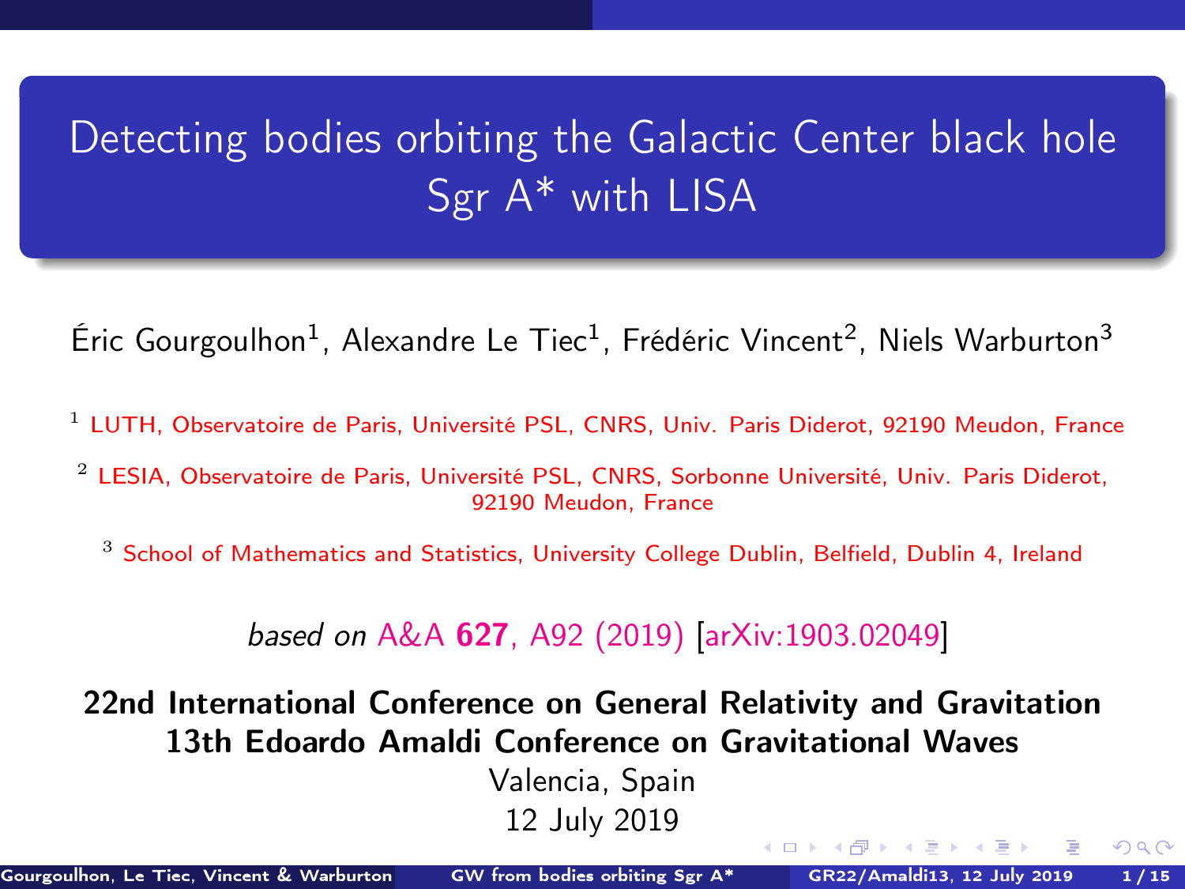# Detecting bodies orbiting the Galactic Center black hole Sgr A* with LISA

Éric Gourgoulhon[1], Alexandre Le Tiec[1], Frédéric Vincent[2], Niels Warburton[3]

[1] LUTH, Observatoire de Paris, Université PSL, CNRS, Univ. Paris Diderot, 92190 Meudon, France

[2] LESIA, Observatoire de Paris, Université PSL, CNRS, Sorbonne Université, Univ. Paris Diderot, 92190 Meudon, France

[3] School of Mathematics and Statistics, University College Dublin, Belfield, Dublin 4, Ireland

*based on* A&A **627**, A92 (2019) [arXiv:1903.02049]

**22nd International Conference on General Relativity and Gravitation**
**13th Edoardo Amaldi Conference on Gravitational Waves**

Valencia, Spain

12 July 2019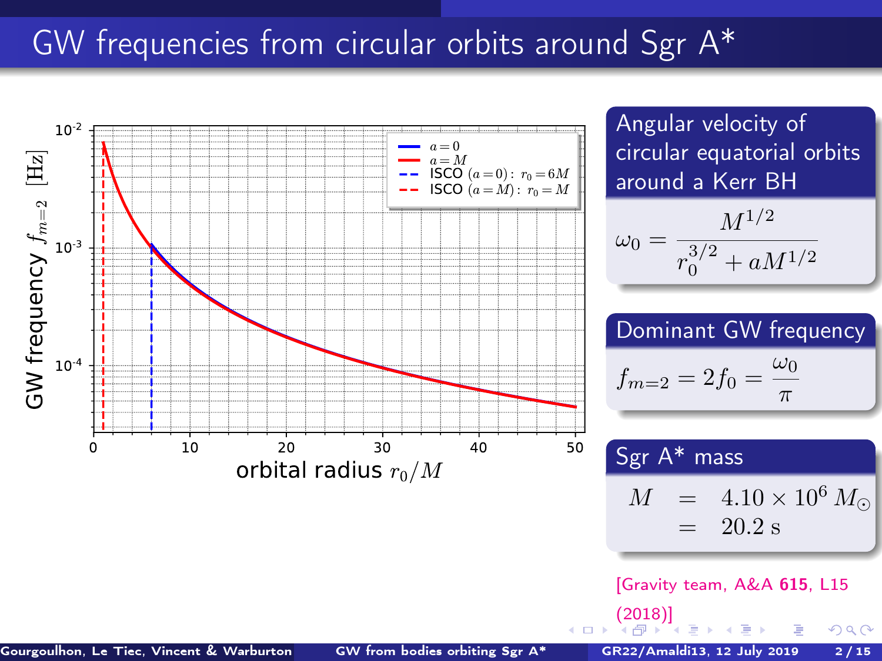# GW frequencies from circular orbits around Sgr A*

GW frequency $f_{m=2}$ [Hz]

orbital radius $r_0/M$

- $a=0$
- $a=M$
- ISCO $(a=0):\ r_0=6M$
- ISCO $(a=M):\ r_0=M$

**Angular velocity of circular equatorial orbits around a Kerr BH**

$$\omega_0 = \frac{M^{1/2}}{r_0^{3/2} + aM^{1/2}}$$

**Dominant GW frequency**

$$f_{m=2} = 2f_0 = \frac{\omega_0}{\pi}$$

**Sgr A* mass**

$$\begin{aligned} M &= 4.10 \times 10^6\ M_\odot \\ &= 20.2\ \mathrm{s} \end{aligned}$$

[Gravity team, A&A **615**, L15 (2018)]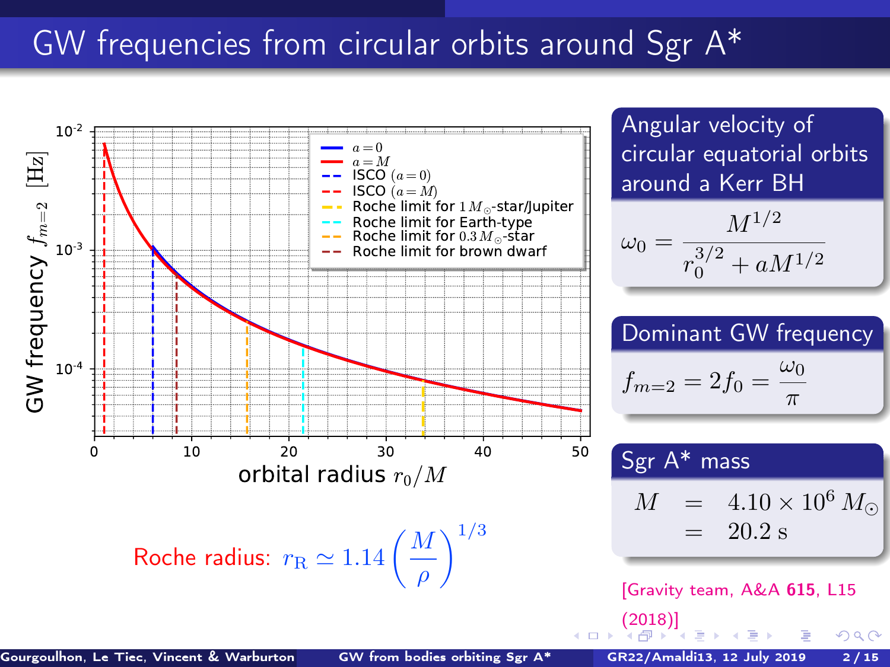# GW frequencies from circular orbits around Sgr A*

Roche radius: $r_{\rm R} \simeq 1.14 \left(\frac{M}{\rho}\right)^{1/3}$

## Angular velocity of circular equatorial orbits around a Kerr BH

$$\omega_0 = \frac{M^{1/2}}{r_0^{3/2} + aM^{1/2}}$$

## Dominant GW frequency

$$f_{m=2} = 2f_0 = \frac{\omega_0}{\pi}$$

## Sgr A* mass

$$M = 4.10 \times 10^6 \, M_\odot = 20.2 \text{ s}$$

[Gravity team, A&A **615**, L15 (2018)]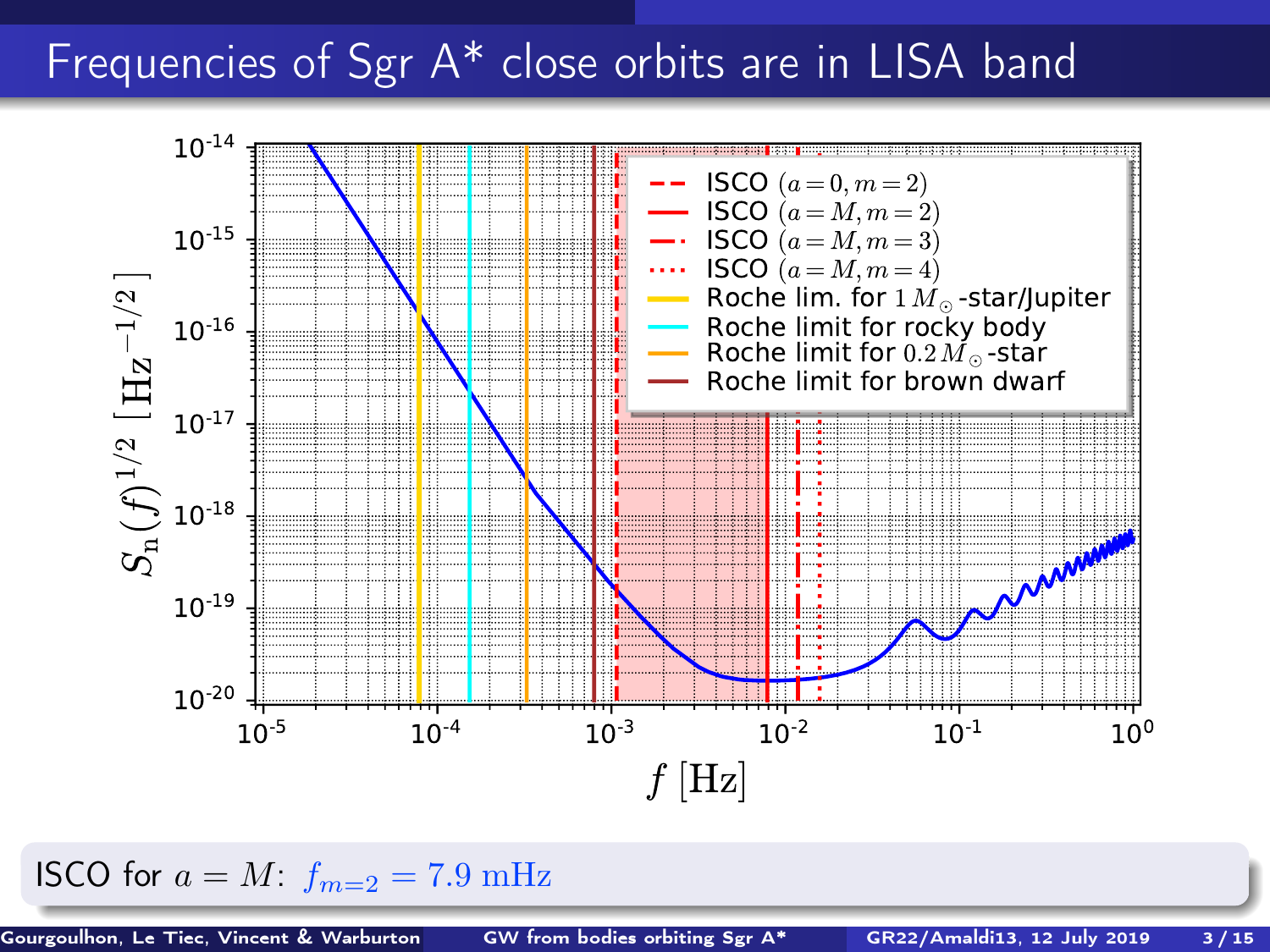# Frequencies of Sgr A* close orbits are in LISA band

ISCO for $a = M$: $f_{m=2} = 7.9\ \mathrm{mHz}$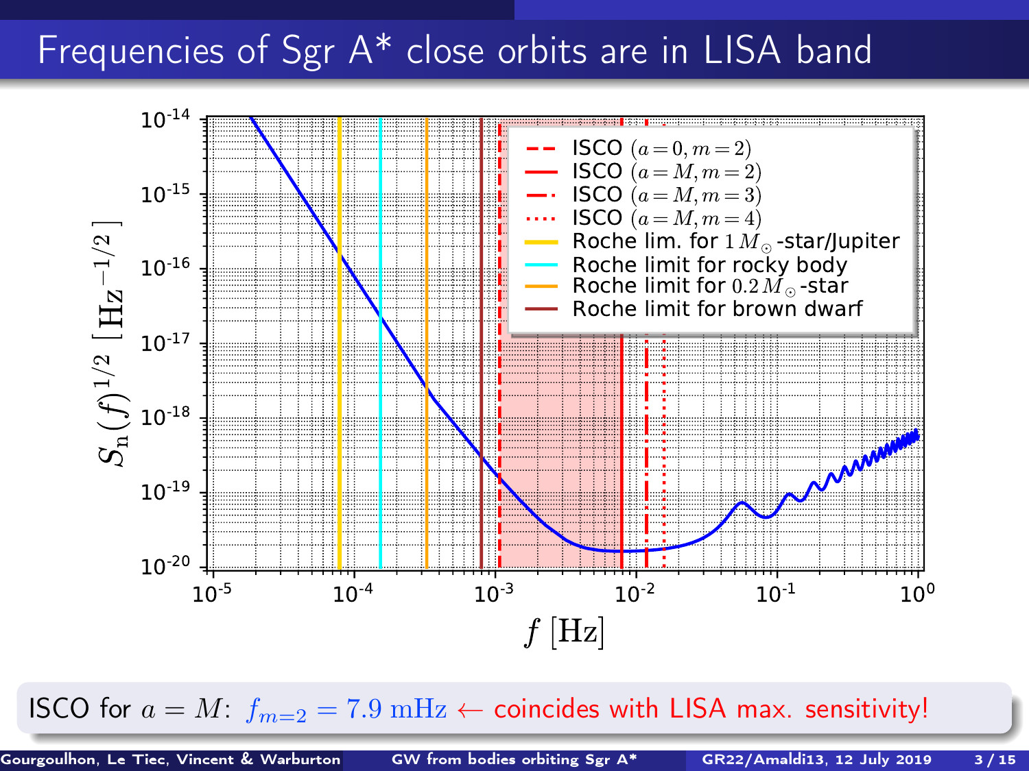# Frequencies of Sgr A* close orbits are in LISA band

ISCO for $a = M$: $f_{m=2} = 7.9\ \mathrm{mHz}$ ← coincides with LISA max. sensitivity!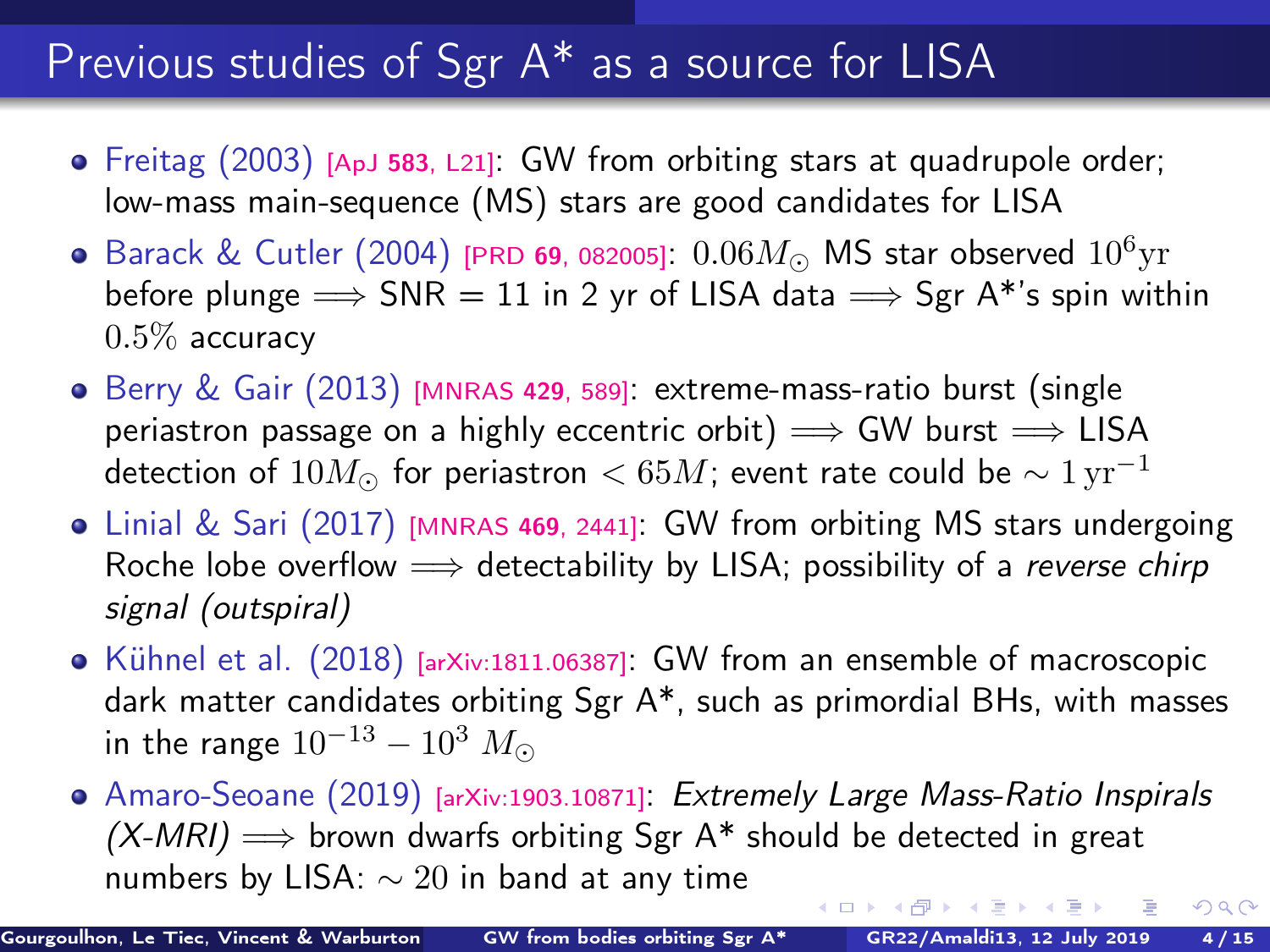# Previous studies of Sgr A* as a source for LISA

- Freitag (2003) [ApJ **583**, L21]: GW from orbiting stars at quadrupole order; low-mass main-sequence (MS) stars are good candidates for LISA
- Barack & Cutler (2004) [PRD **69**, 082005]: $0.06 M_\odot$ MS star observed $10^6\,\mathrm{yr}$ before plunge $\Longrightarrow$ SNR = 11 in 2 yr of LISA data $\Longrightarrow$ Sgr A*'s spin within $0.5\%$ accuracy
- Berry & Gair (2013) [MNRAS **429**, 589]: extreme-mass-ratio burst (single periastron passage on a highly eccentric orbit) $\Longrightarrow$ GW burst $\Longrightarrow$ LISA detection of $10 M_\odot$ for periastron $< 65M$; event rate could be $\sim 1\,\mathrm{yr}^{-1}$
- Linial & Sari (2017) [MNRAS **469**, 2441]: GW from orbiting MS stars undergoing Roche lobe overflow $\Longrightarrow$ detectability by LISA; possibility of a *reverse chirp signal (outspiral)*
- Kühnel et al. (2018) [arXiv:1811.06387]: GW from an ensemble of macroscopic dark matter candidates orbiting Sgr A*, such as primordial BHs, with masses in the range $10^{-13} - 10^{3}\ M_\odot$
- Amaro-Seoane (2019) [arXiv:1903.10871]: *Extremely Large Mass-Ratio Inspirals (X-MRI)* $\Longrightarrow$ brown dwarfs orbiting Sgr A* should be detected in great numbers by LISA: $\sim 20$ in band at any time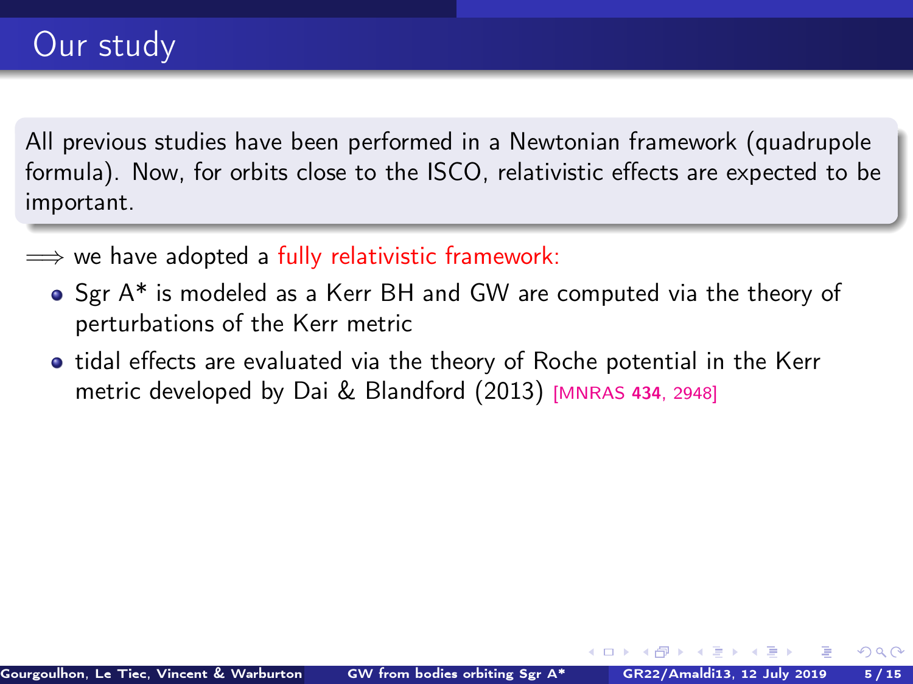# Our study

All previous studies have been performed in a Newtonian framework (quadrupole formula). Now, for orbits close to the ISCO, relativistic effects are expected to be important.

$\Longrightarrow$ we have adopted a fully relativistic framework:

- Sgr A* is modeled as a Kerr BH and GW are computed via the theory of perturbations of the Kerr metric
- tidal effects are evaluated via the theory of Roche potential in the Kerr metric developed by Dai & Blandford (2013) [MNRAS **434**, 2948]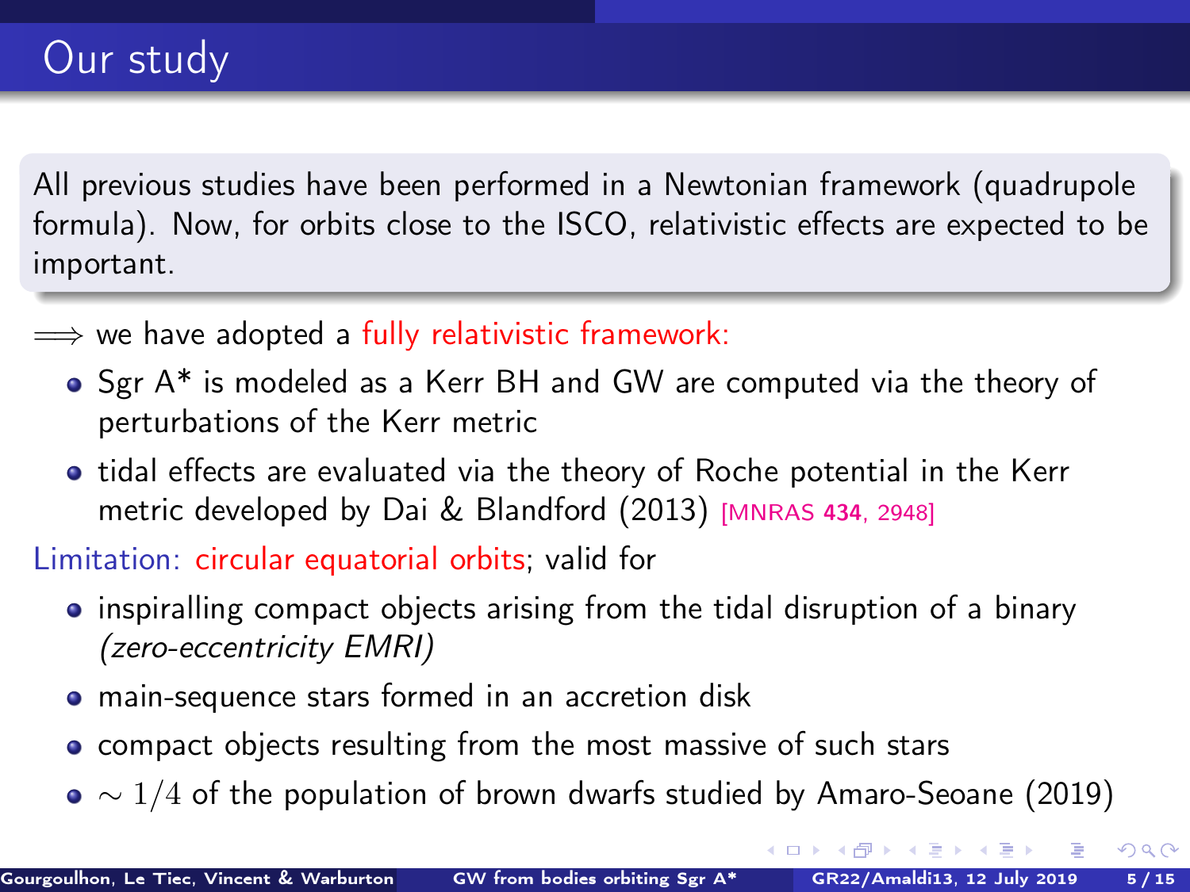# Our study

All previous studies have been performed in a Newtonian framework (quadrupole formula). Now, for orbits close to the ISCO, relativistic effects are expected to be important.

$\Longrightarrow$ we have adopted a fully relativistic framework:

- Sgr A* is modeled as a Kerr BH and GW are computed via the theory of perturbations of the Kerr metric
- tidal effects are evaluated via the theory of Roche potential in the Kerr metric developed by Dai & Blandford (2013) [MNRAS **434**, 2948]

Limitation: circular equatorial orbits; valid for

- inspiralling compact objects arising from the tidal disruption of a binary *(zero-eccentricity EMRI)*
- main-sequence stars formed in an accretion disk
- compact objects resulting from the most massive of such stars
- $\sim 1/4$ of the population of brown dwarfs studied by Amaro-Seoane (2019)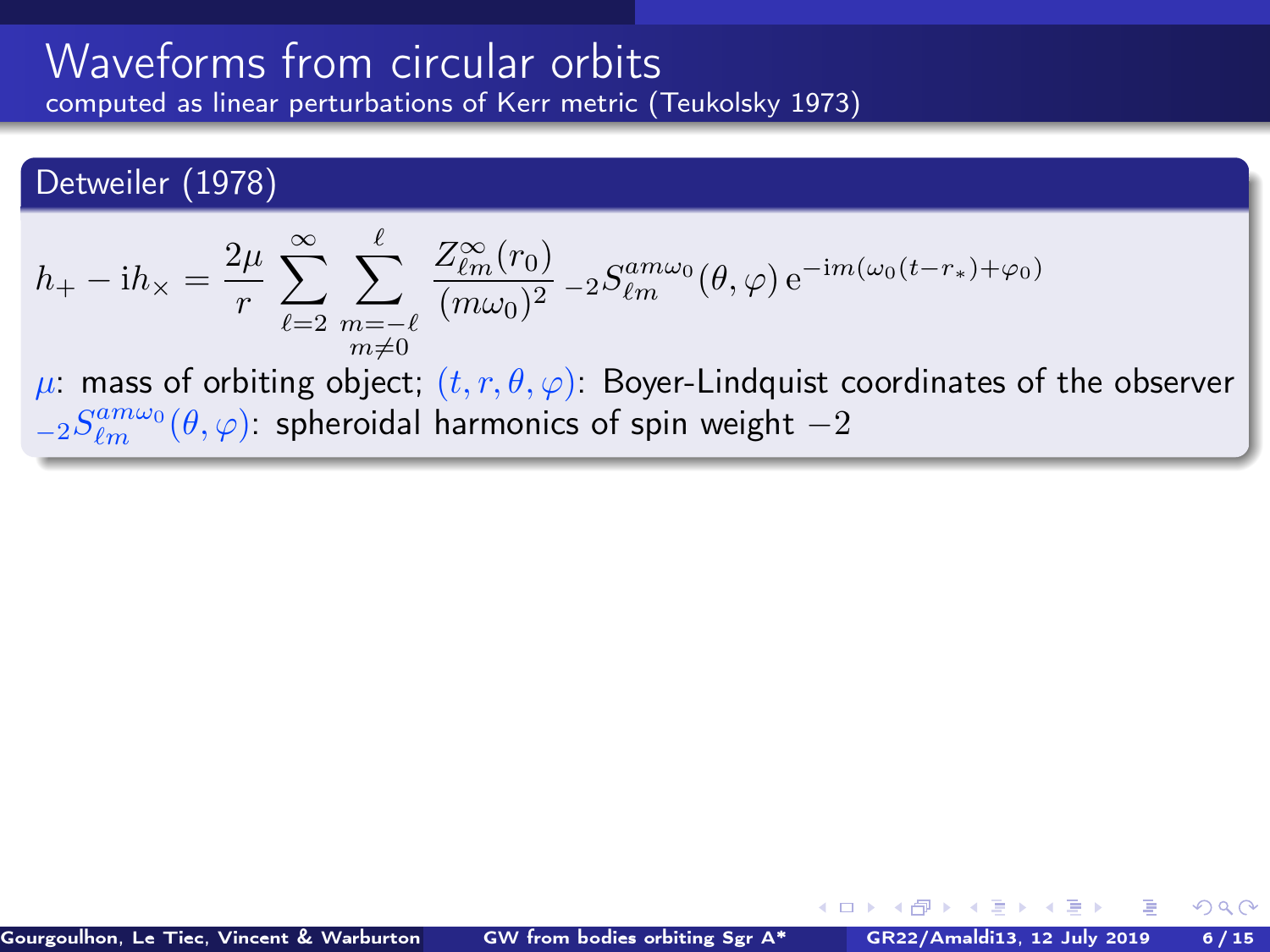# Waveforms from circular orbits

computed as linear perturbations of Kerr metric (Teukolsky 1973)

## Detweiler (1978)

$$h_+ - \mathrm{i}h_\times = \frac{2\mu}{r} \sum_{\ell=2}^{\infty} \sum_{\substack{m=-\ell \\ m\neq 0}}^{\ell} \frac{Z^{\infty}_{\ell m}(r_0)}{(m\omega_0)^2} \, {}_{-2}S^{am\omega_0}_{\ell m}(\theta,\varphi) \, \mathrm{e}^{-\mathrm{i}m(\omega_0(t-r_*)+\varphi_0)}$$

$\mu$: mass of orbiting object; $(t, r, \theta, \varphi)$: Boyer-Lindquist coordinates of the observer

${}_{-2}S^{am\omega_0}_{\ell m}(\theta,\varphi)$: spheroidal harmonics of spin weight $-2$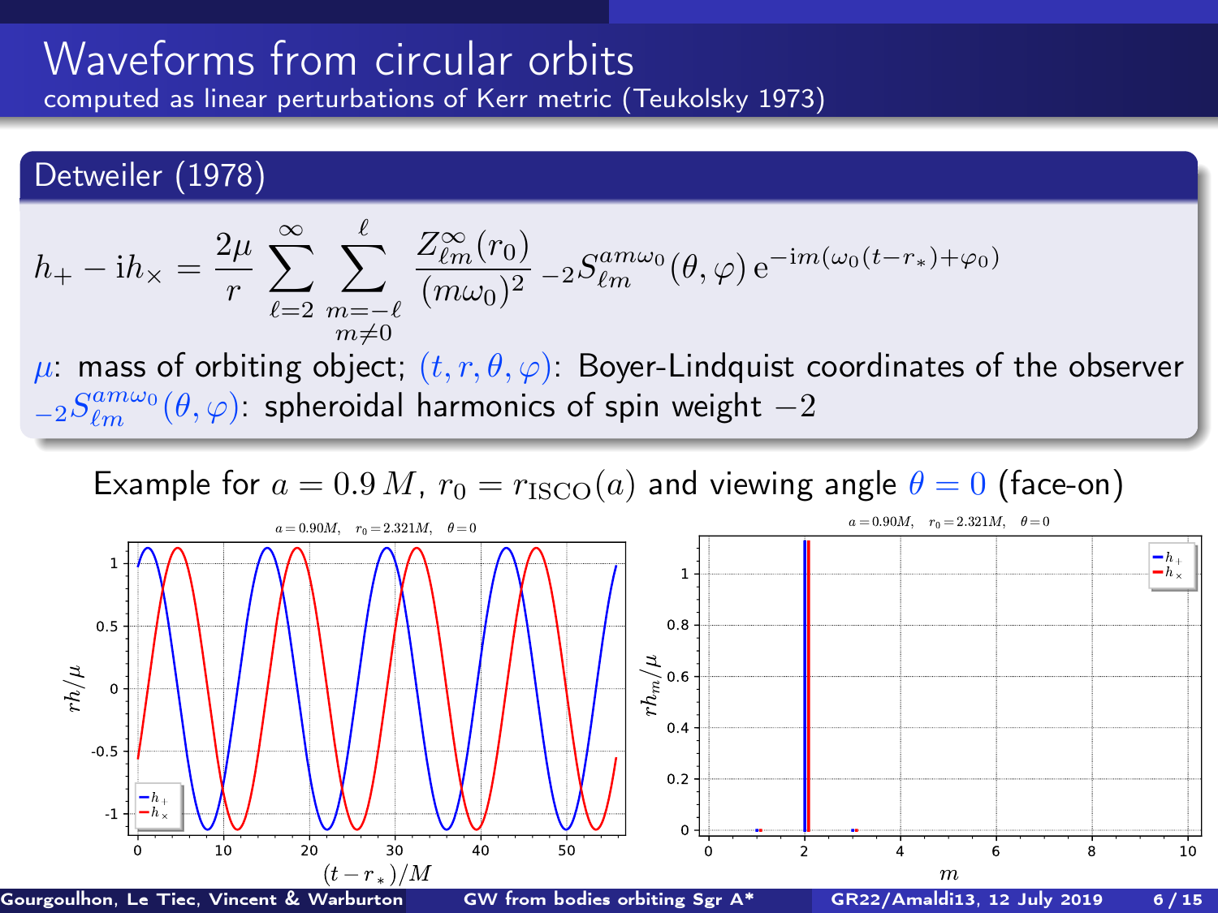# Waveforms from circular orbits

computed as linear perturbations of Kerr metric (Teukolsky 1973)

## Detweiler (1978)

$$h_+ - \mathrm{i}h_\times = \frac{2\mu}{r} \sum_{\ell=2}^{\infty} \sum_{\substack{m=-\ell \\ m\neq 0}}^{\ell} \frac{Z^\infty_{\ell m}(r_0)}{(m\omega_0)^2} \, {}_{-2}S^{am\omega_0}_{\ell m}(\theta,\varphi) \, \mathrm{e}^{-\mathrm{i}m(\omega_0(t-r_*)+\varphi_0)}$$

$\mu$: mass of orbiting object; $(t, r, \theta, \varphi)$: Boyer-Lindquist coordinates of the observer
${}_{-2}S^{am\omega_0}_{\ell m}(\theta,\varphi)$: spheroidal harmonics of spin weight $-2$

Example for $a = 0.9\,M$, $r_0 = r_{\rm ISCO}(a)$ and viewing angle $\theta = 0$ (face-on)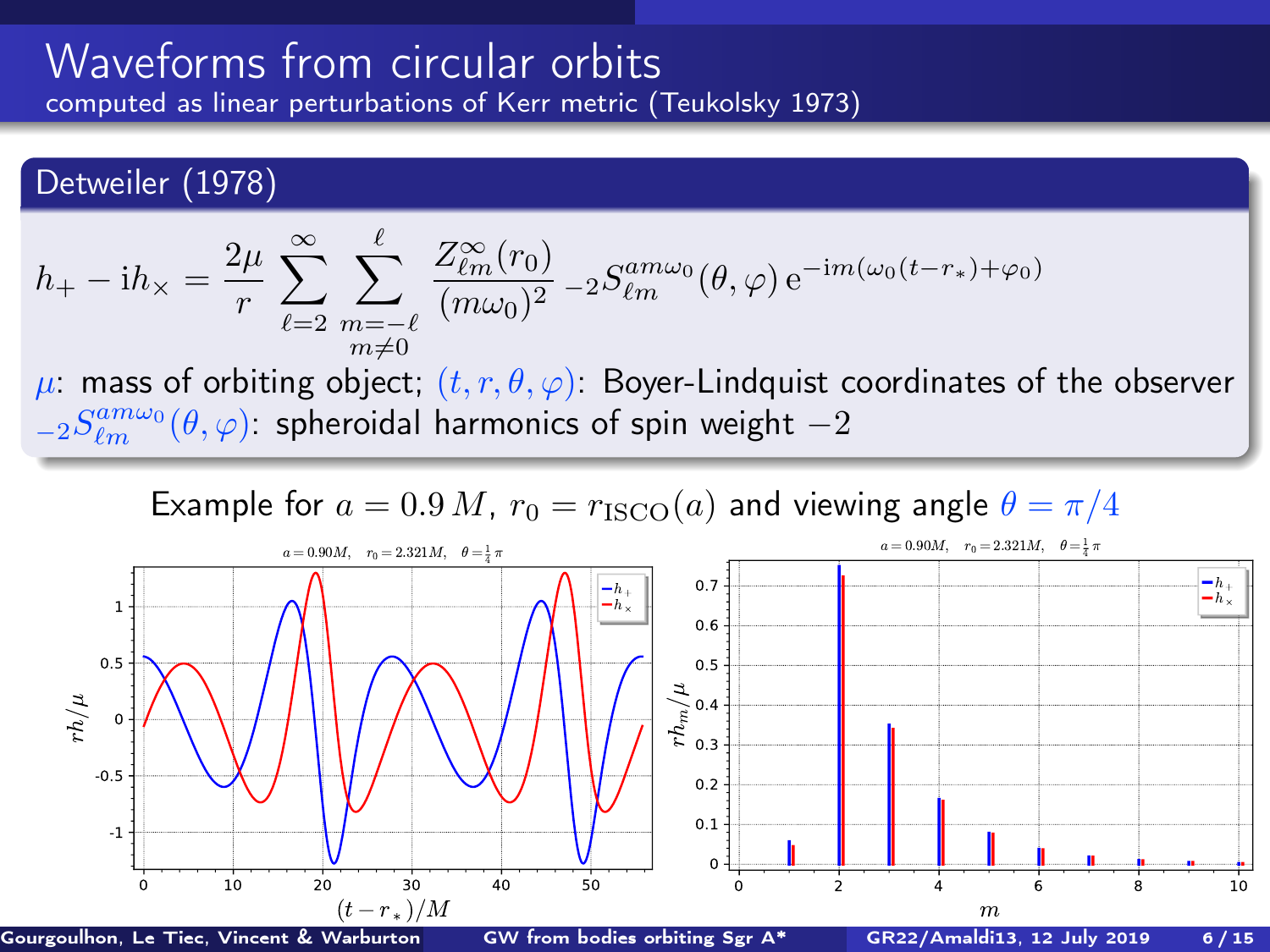# Waveforms from circular orbits

computed as linear perturbations of Kerr metric (Teukolsky 1973)

## Detweiler (1978)

$$h_+ - \mathrm{i}h_\times = \frac{2\mu}{r} \sum_{\ell=2}^{\infty} \sum_{\substack{m=-\ell \\ m\neq 0}}^{\ell} \frac{Z^\infty_{\ell m}(r_0)}{(m\omega_0)^2} \, {}_{-2}S^{am\omega_0}_{\ell m}(\theta,\varphi) \, \mathrm{e}^{-\mathrm{i}m(\omega_0(t-r_*)+\varphi_0)}$$

$\mu$: mass of orbiting object; $(t, r, \theta, \varphi)$: Boyer-Lindquist coordinates of the observer

${}_{-2}S^{am\omega_0}_{\ell m}(\theta,\varphi)$: spheroidal harmonics of spin weight $-2$

Example for $a = 0.9\,M$, $r_0 = r_{\mathrm{ISCO}}(a)$ and viewing angle $\theta = \pi/4$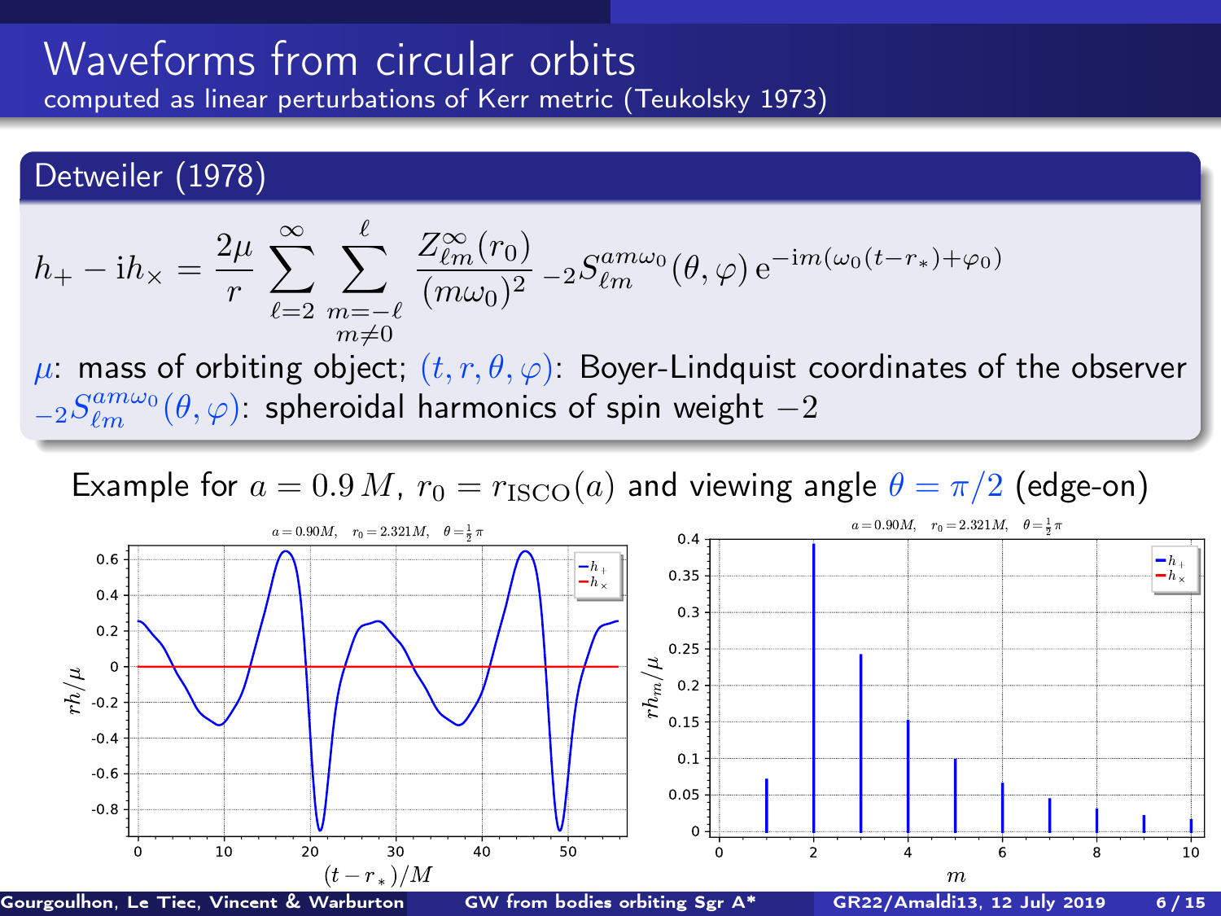# Waveforms from circular orbits

computed as linear perturbations of Kerr metric (Teukolsky 1973)

## Detweiler (1978)

$$h_+ - \mathrm{i}h_\times = \frac{2\mu}{r} \sum_{\ell=2}^{\infty} \sum_{\substack{m=-\ell \\ m\neq 0}}^{\ell} \frac{Z^\infty_{\ell m}(r_0)}{(m\omega_0)^2} \, {}_{-2}S^{am\omega_0}_{\ell m}(\theta, \varphi) \, \mathrm{e}^{-\mathrm{i}m(\omega_0(t-r_*)+\varphi_0)}$$

$\mu$: mass of orbiting object; $(t, r, \theta, \varphi)$: Boyer-Lindquist coordinates of the observer

${}_{-2}S^{am\omega_0}_{\ell m}(\theta, \varphi)$: spheroidal harmonics of spin weight $-2$

Example for $a = 0.9\,M$, $r_0 = r_{\rm ISCO}(a)$ and viewing angle $\theta = \pi/2$ (edge-on)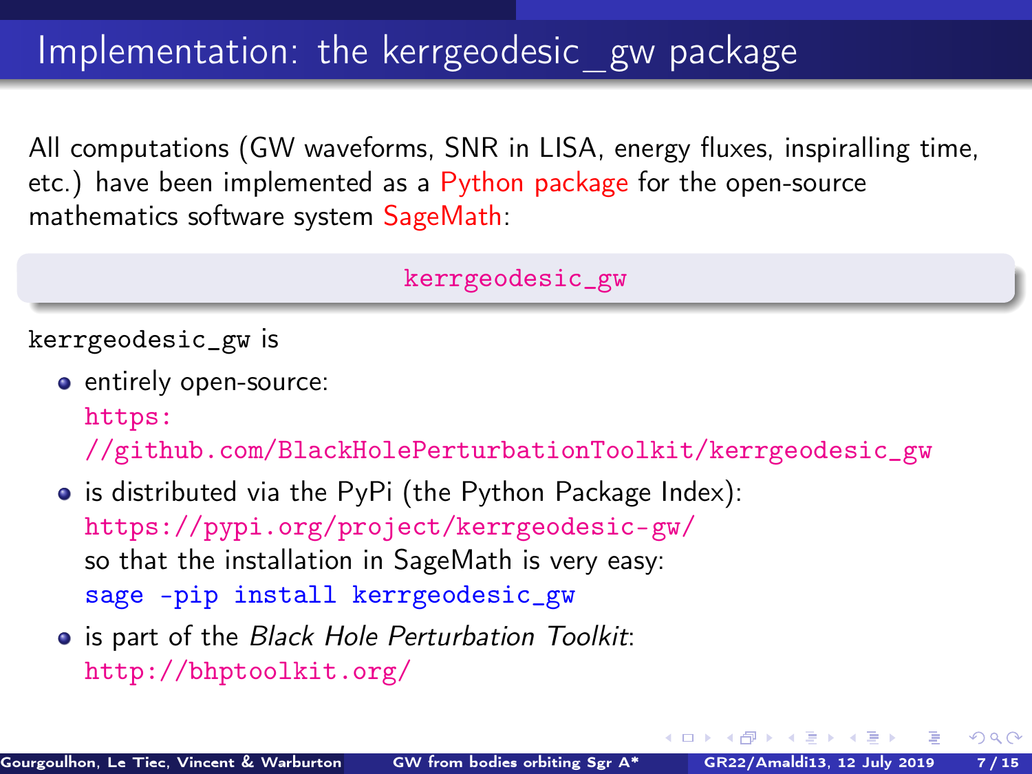# Implementation: the kerrgeodesic_gw package

All computations (GW waveforms, SNR in LISA, energy fluxes, inspiralling time, etc.) have been implemented as a Python package for the open-source mathematics software system SageMath:

`kerrgeodesic_gw`

`kerrgeodesic_gw` is

- entirely open-source:
  https://github.com/BlackHolePerturbationToolkit/kerrgeodesic_gw
- is distributed via the PyPi (the Python Package Index):
  https://pypi.org/project/kerrgeodesic-gw/
  so that the installation in SageMath is very easy:
  ```
  sage -pip install kerrgeodesic_gw
  ```
- is part of the *Black Hole Perturbation Toolkit*:
  http://bhptoolkit.org/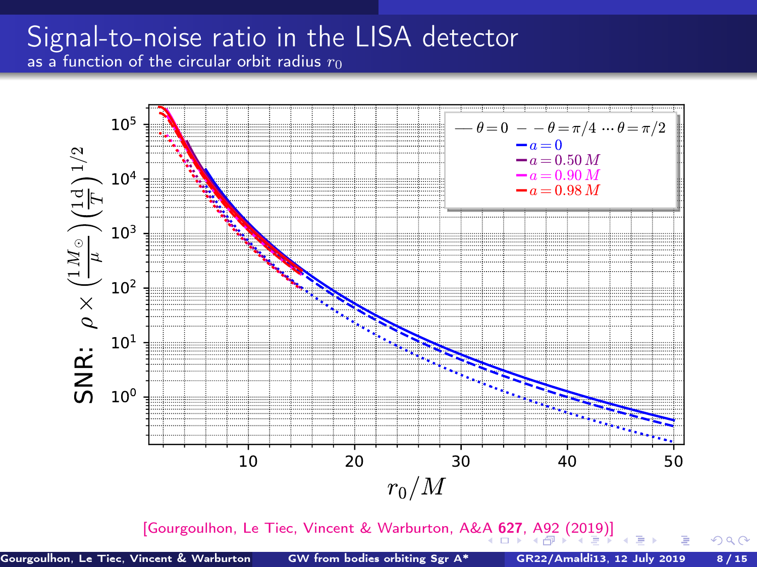# Signal-to-noise ratio in the LISA detector

as a function of the circular orbit radius $r_0$

[Gourgoulhon, Le Tiec, Vincent & Warburton, A&A **627**, A92 (2019)]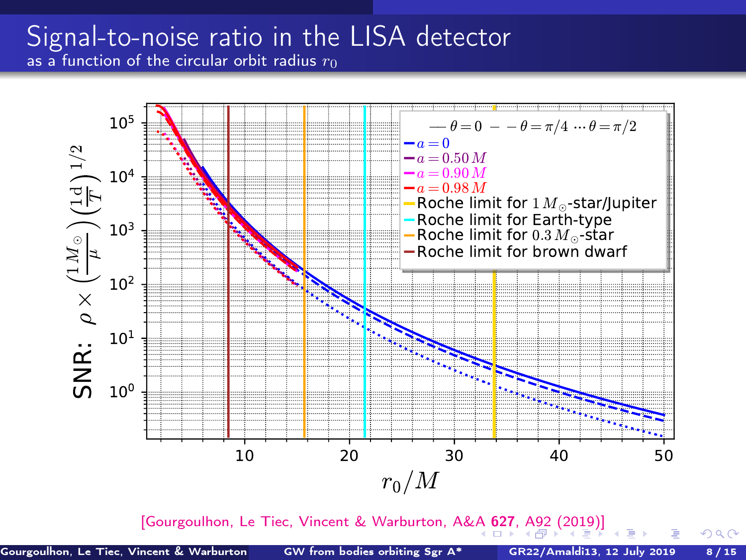# Signal-to-noise ratio in the LISA detector

as a function of the circular orbit radius $r_0$

[Gourgoulhon, Le Tiec, Vincent & Warburton, A&A **627**, A92 (2019)]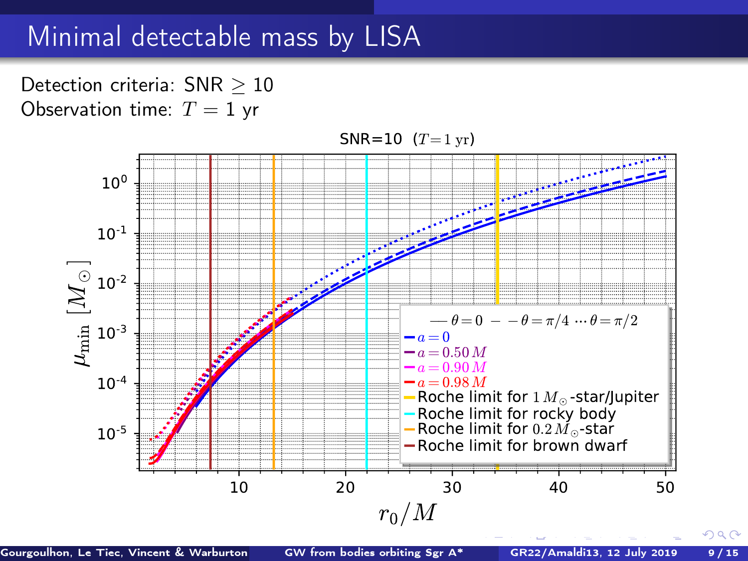# Minimal detectable mass by LISA

Detection criteria: SNR $\geq 10$

Observation time: $T = 1$ yr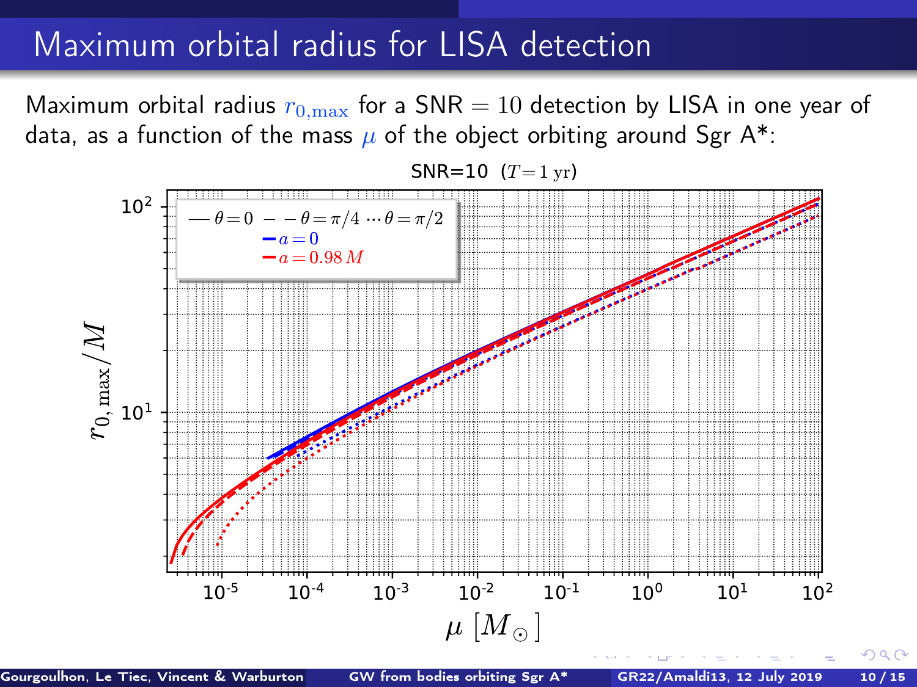# Maximum orbital radius for LISA detection

Maximum orbital radius $r_{0,\max}$ for a SNR $= 10$ detection by LISA in one year of data, as a function of the mass $\mu$ of the object orbiting around Sgr A*: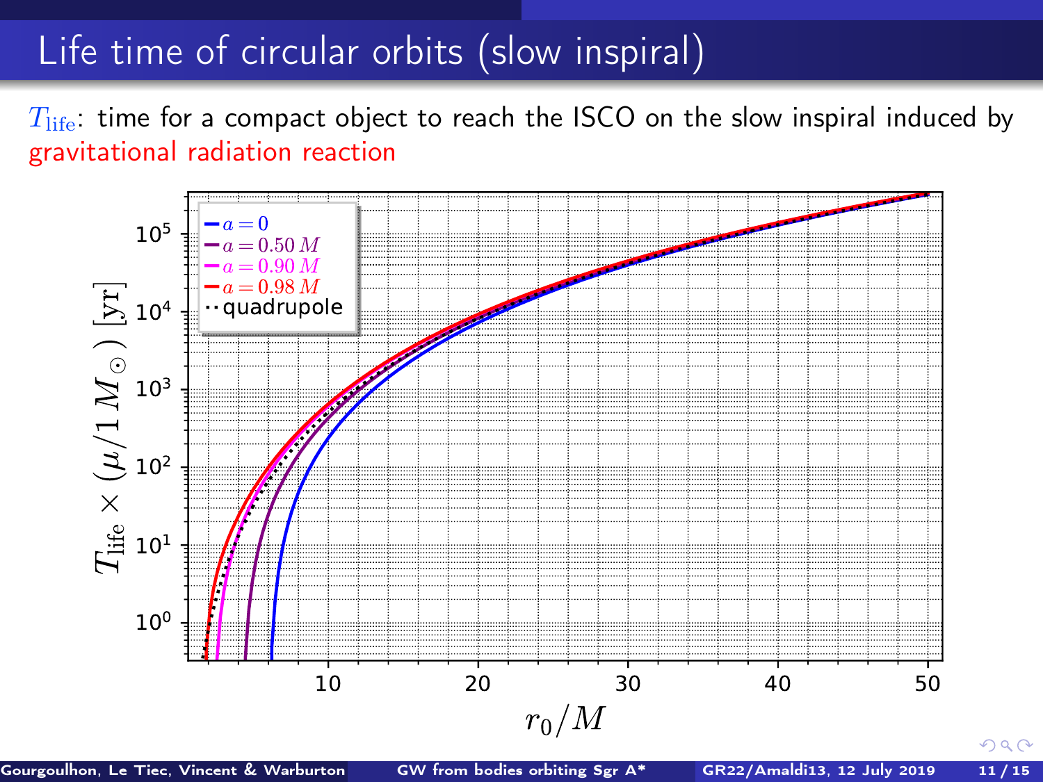# Life time of circular orbits (slow inspiral)

$T_{\rm life}$: time for a compact object to reach the ISCO on the slow inspiral induced by gravitational radiation reaction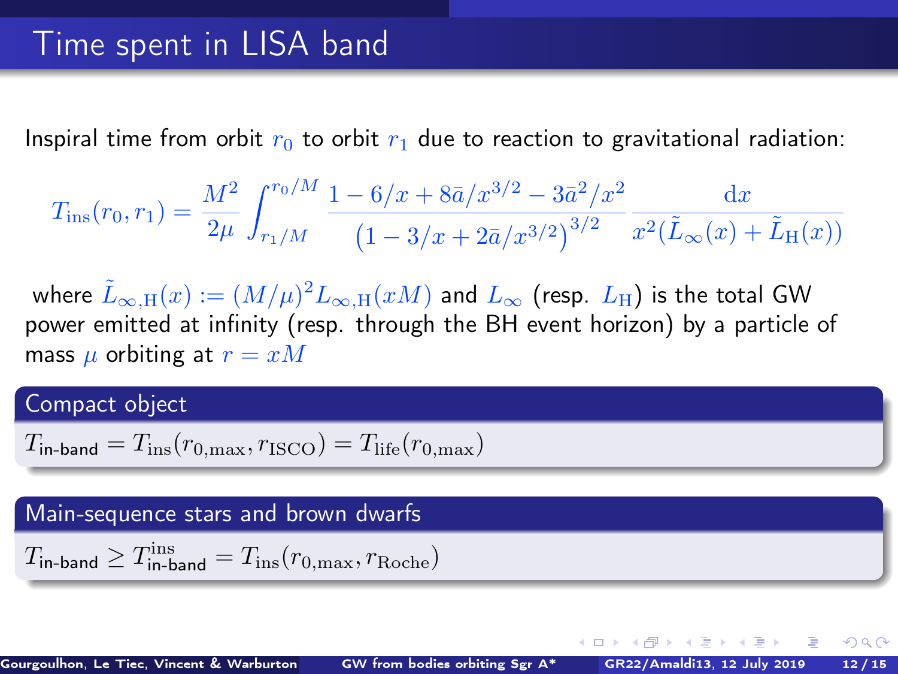# Time spent in LISA band

Inspiral time from orbit $r_0$ to orbit $r_1$ due to reaction to gravitational radiation:

$$T_{\rm ins}(r_0, r_1) = \frac{M^2}{2\mu} \int_{r_1/M}^{r_0/M} \frac{1 - 6/x + 8\bar{a}/x^{3/2} - 3\bar{a}^2/x^2}{\left(1 - 3/x + 2\bar{a}/x^{3/2}\right)^{3/2}} \frac{\mathrm{d}x}{x^2(\tilde{L}_\infty(x) + \tilde{L}_{\rm H}(x))}$$

where $\tilde{L}_{\infty,{\rm H}}(x) := (M/\mu)^2 L_{\infty,{\rm H}}(xM)$ and $L_\infty$ (resp. $L_{\rm H}$) is the total GW power emitted at infinity (resp. through the BH event horizon) by a particle of mass $\mu$ orbiting at $r = xM$

### Compact object

$T_{\text{in-band}} = T_{\rm ins}(r_{0,\max}, r_{\rm ISCO}) = T_{\rm life}(r_{0,\max})$

### Main-sequence stars and brown dwarfs

$T_{\text{in-band}} \geq T^{\rm ins}_{\text{in-band}} = T_{\rm ins}(r_{0,\max}, r_{\rm Roche})$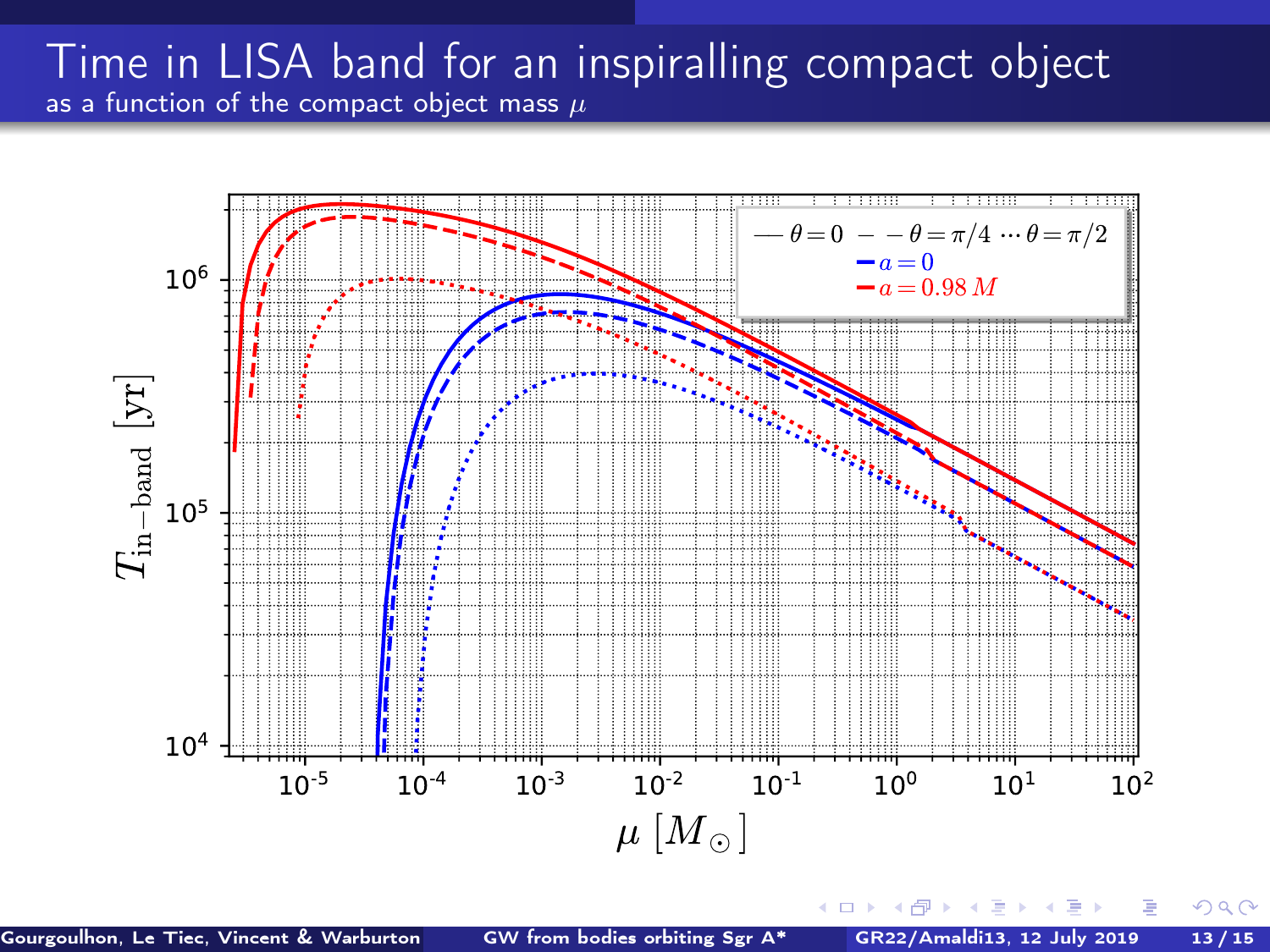# Time in LISA band for an inspiralling compact object

as a function of the compact object mass $\mu$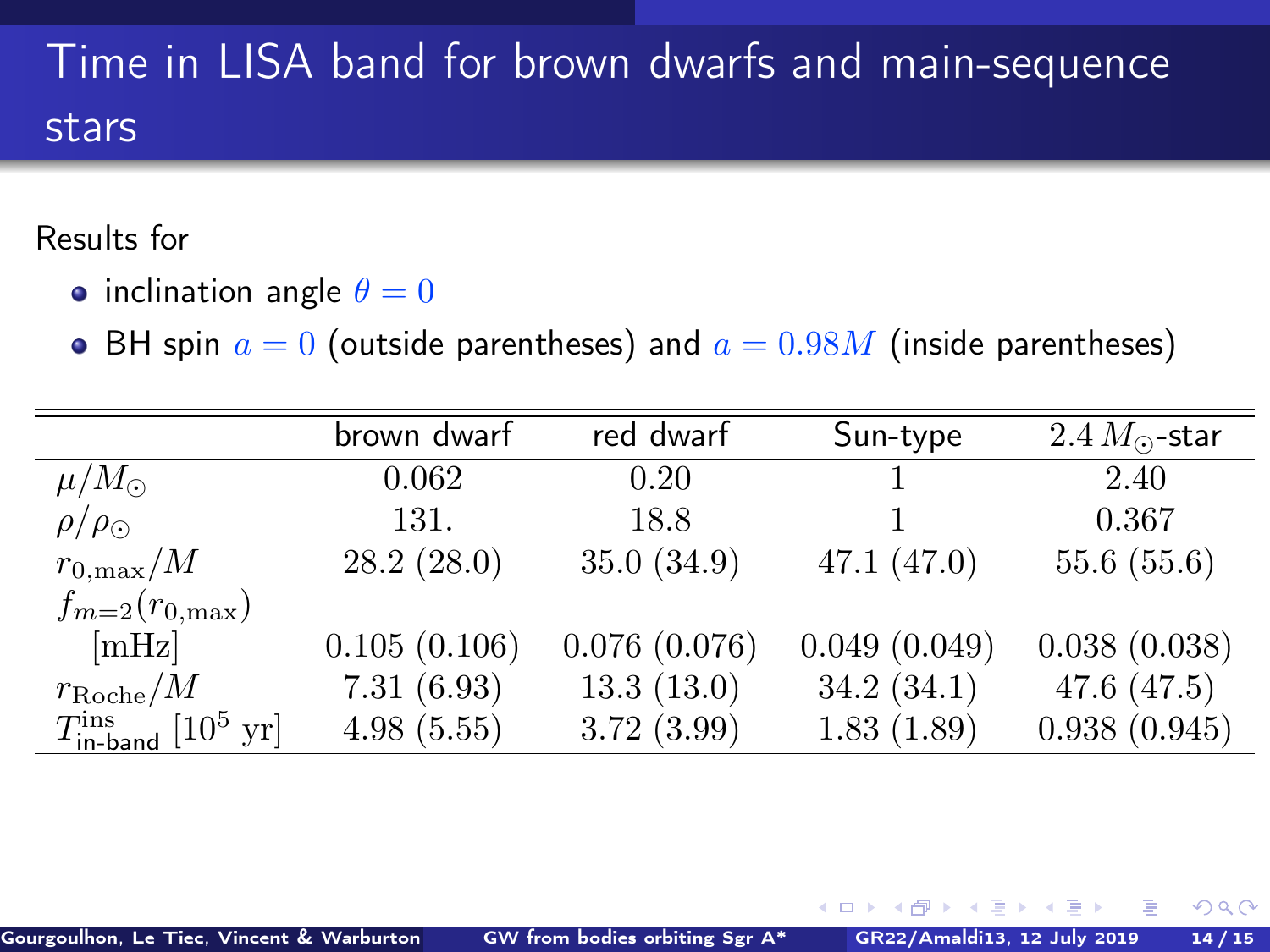# Time in LISA band for brown dwarfs and main-sequence stars

Results for

- inclination angle $\theta = 0$
- BH spin $a = 0$ (outside parentheses) and $a = 0.98M$ (inside parentheses)

| | brown dwarf | red dwarf | Sun-type | $2.4\,M_\odot$-star |
|---|---|---|---|---|
| $\mu/M_\odot$ | 0.062 | 0.20 | 1 | 2.40 |
| $\rho/\rho_\odot$ | 131. | 18.8 | 1 | 0.367 |
| $r_{0,\max}/M$ | 28.2 (28.0) | 35.0 (34.9) | 47.1 (47.0) | 55.6 (55.6) |
| $f_{m=2}(r_{0,\max})$ [mHz] | 0.105 (0.106) | 0.076 (0.076) | 0.049 (0.049) | 0.038 (0.038) |
| $r_{\rm Roche}/M$ | 7.31 (6.93) | 13.3 (13.0) | 34.2 (34.1) | 47.6 (47.5) |
| $T^{\rm ins}_{\text{in-band}}$ [$10^5$ yr] | 4.98 (5.55) | 3.72 (3.99) | 1.83 (1.89) | 0.938 (0.945) |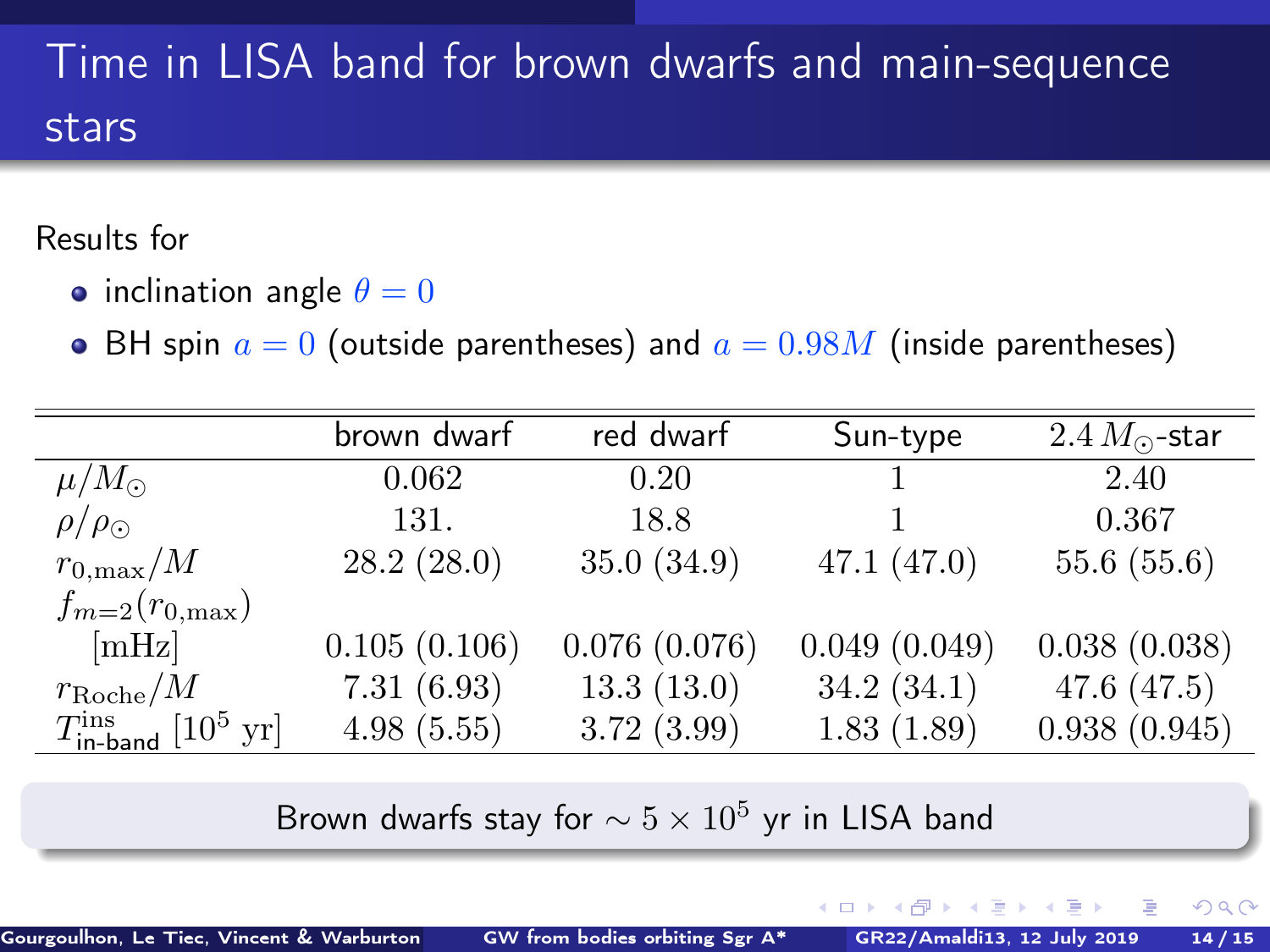# Time in LISA band for brown dwarfs and main-sequence stars

Results for

- inclination angle $\theta = 0$
- BH spin $a = 0$ (outside parentheses) and $a = 0.98M$ (inside parentheses)

| | brown dwarf | red dwarf | Sun-type | $2.4\,M_\odot$-star |
|---|---|---|---|---|
| $\mu/M_\odot$ | 0.062 | 0.20 | 1 | 2.40 |
| $\rho/\rho_\odot$ | 131. | 18.8 | 1 | 0.367 |
| $r_{0,\max}/M$ | 28.2 (28.0) | 35.0 (34.9) | 47.1 (47.0) | 55.6 (55.6) |
| $f_{m=2}(r_{0,\max})$ [mHz] | 0.105 (0.106) | 0.076 (0.076) | 0.049 (0.049) | 0.038 (0.038) |
| $r_{\rm Roche}/M$ | 7.31 (6.93) | 13.3 (13.0) | 34.2 (34.1) | 47.6 (47.5) |
| $T^{\rm ins}_{\text{in-band}}$ [$10^5$ yr] | 4.98 (5.55) | 3.72 (3.99) | 1.83 (1.89) | 0.938 (0.945) |

Brown dwarfs stay for $\sim 5\times 10^5$ yr in LISA band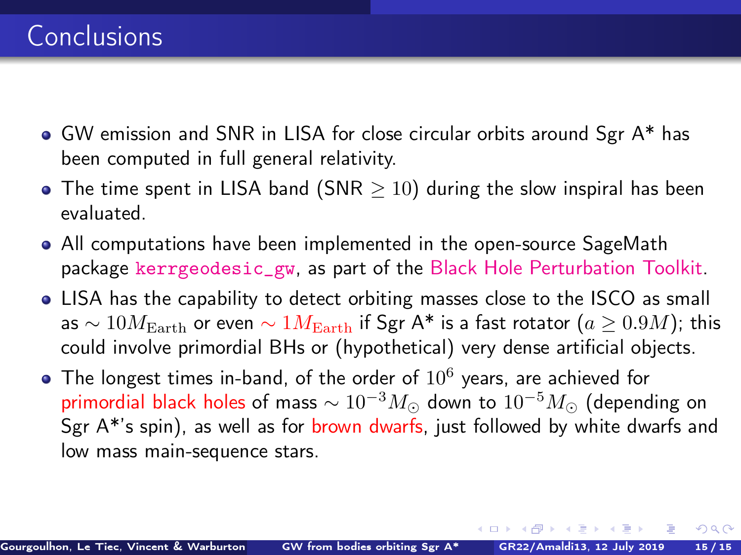# Conclusions

- GW emission and SNR in LISA for close circular orbits around Sgr A* has been computed in full general relativity.
- The time spent in LISA band (SNR $\geq 10$) during the slow inspiral has been evaluated.
- All computations have been implemented in the open-source SageMath package `kerrgeodesic_gw`, as part of the Black Hole Perturbation Toolkit.
- LISA has the capability to detect orbiting masses close to the ISCO as small as $\sim 10 M_{\mathrm{Earth}}$ or even $\sim 1 M_{\mathrm{Earth}}$ if Sgr A* is a fast rotator ($a \geq 0.9M$); this could involve primordial BHs or (hypothetical) very dense artificial objects.
- The longest times in-band, of the order of $10^6$ years, are achieved for primordial black holes of mass $\sim 10^{-3} M_{\odot}$ down to $10^{-5} M_{\odot}$ (depending on Sgr A*'s spin), as well as for brown dwarfs, just followed by white dwarfs and low mass main-sequence stars.